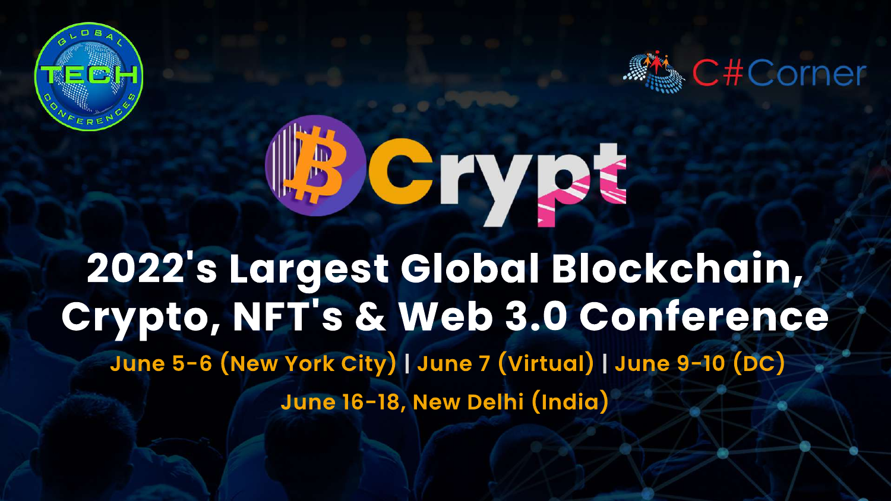GLOBAL TECH CONFERENCES

C#Corner

# Crypt

# 2022's Largest Global Blockchain, Crypto, NFT's & Web 3.0 Conference

June 5-6 (New York City) | June 7 (Virtual) | June 9-10 (DC)

June 16-18, New Delhi (India)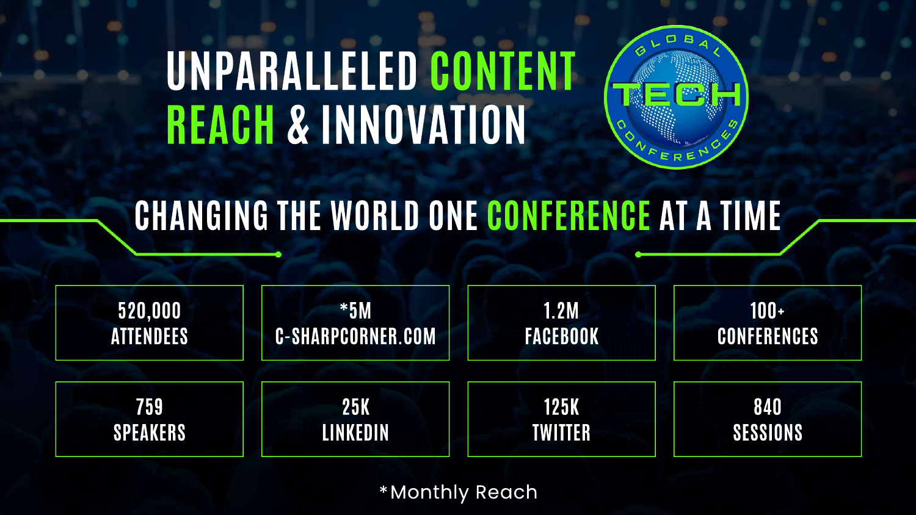# UNPARALLELED CONTENT REACH & INNOVATION

GLOBAL TECH CONFERENCES

## CHANGING THE WORLD ONE CONFERENCE AT A TIME

| | | | |
|---|---|---|---|
| 520,000 ATTENDEES | *5M C-SHARPCORNER.COM | 1.2M FACEBOOK | 100+ CONFERENCES |
| 759 SPEAKERS | 25K LINKEDIN | 125K TWITTER | 840 SESSIONS |

*Monthly Reach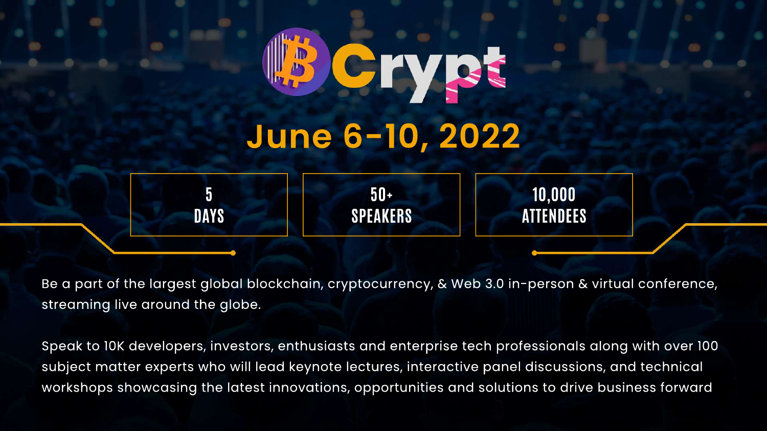# Crypt

## June 6-10, 2022

| 5 DAYS | 50+ SPEAKERS | 10,000 ATTENDEES |
| --- | --- | --- |

Be a part of the largest global blockchain, cryptocurrency, & Web 3.0 in-person & virtual conference, streaming live around the globe.

Speak to 10K developers, investors, enthusiasts and enterprise tech professionals along with over 100 subject matter experts who will lead keynote lectures, interactive panel discussions, and technical workshops showcasing the latest innovations, opportunities and solutions to drive business forward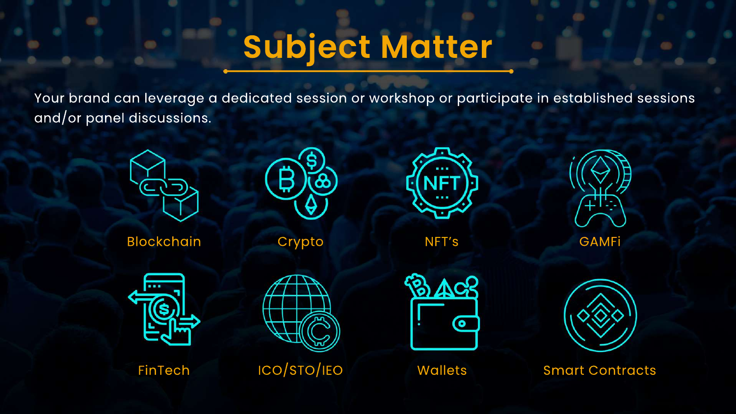# Subject Matter

Your brand can leverage a dedicated session or workshop or participate in established sessions and/or panel discussions.

- Blockchain
- Crypto
- NFT's
- GAMFi
- FinTech
- ICO/STO/IEO
- Wallets
- Smart Contracts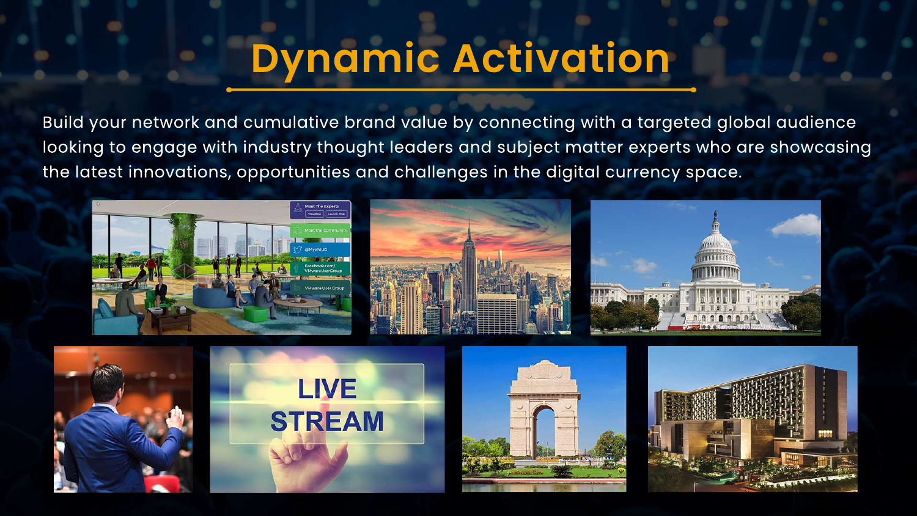# Dynamic Activation

Build your network and cumulative brand value by connecting with a targeted global audience looking to engage with industry thought leaders and subject matter experts who are showcasing the latest innovations, opportunities and challenges in the digital currency space.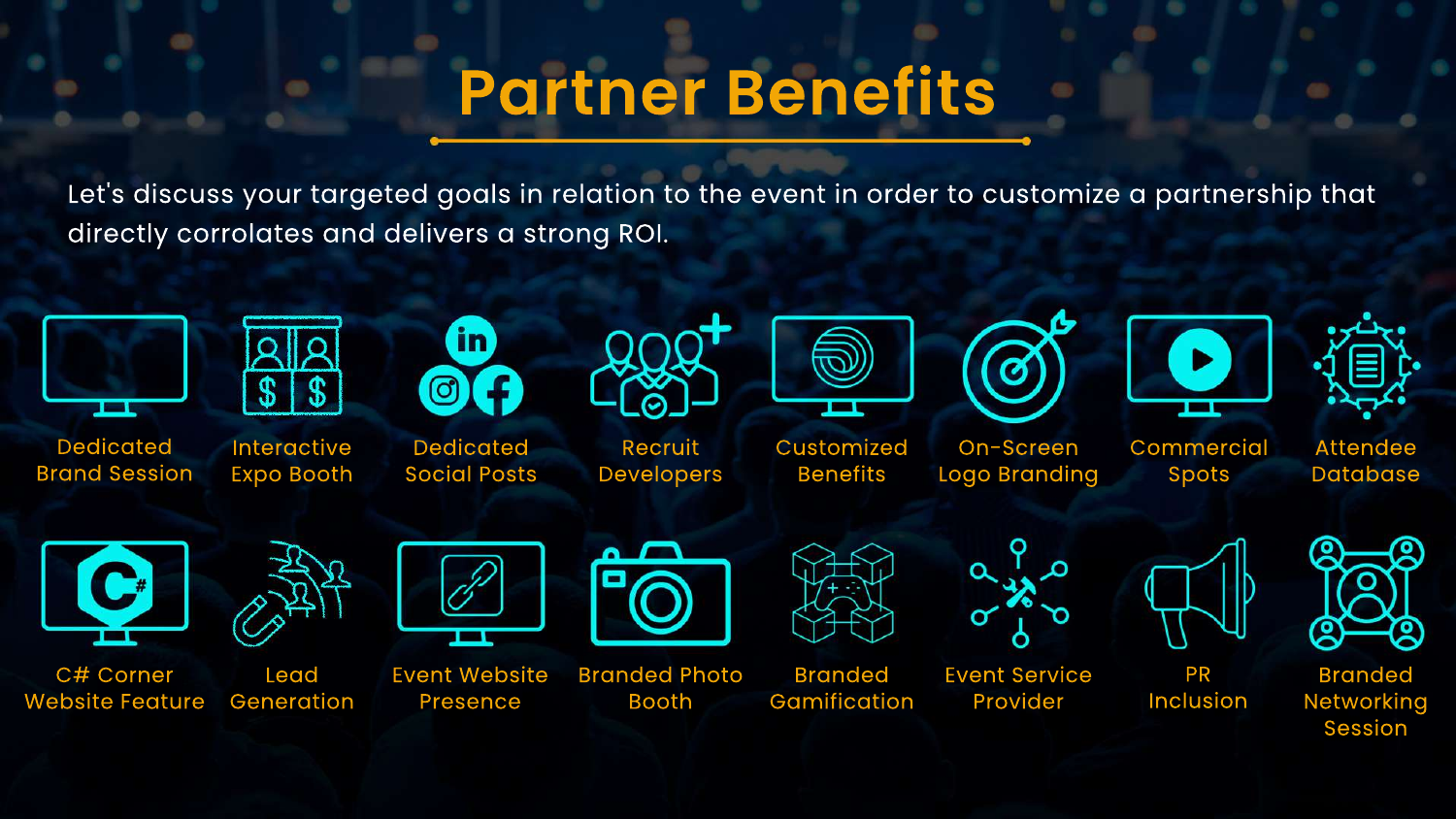# Partner Benefits

Let's discuss your targeted goals in relation to the event in order to customize a partnership that directly corrolates and delivers a strong ROI.

- Dedicated Brand Session
- Interactive Expo Booth
- Dedicated Social Posts
- Recruit Developers
- Customized Benefits
- On-Screen Logo Branding
- Commercial Spots
- Attendee Database
- C# Corner Website Feature
- Lead Generation
- Event Website Presence
- Branded Photo Booth
- Branded Gamification
- Event Service Provider
- PR Inclusion
- Branded Networking Session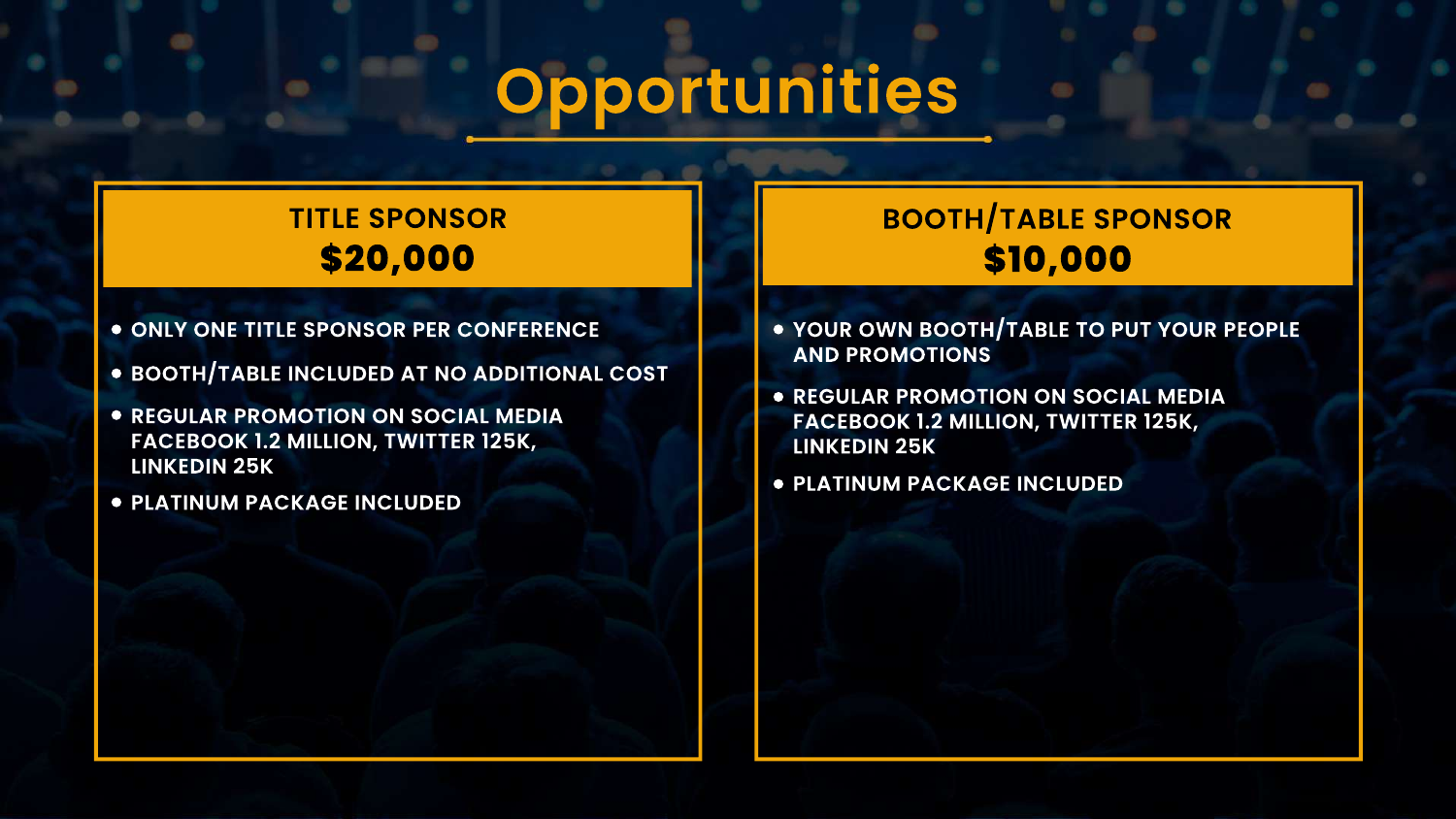# Opportunities

## TITLE SPONSOR
**$20,000**

- ONLY ONE TITLE SPONSOR PER CONFERENCE
- BOOTH/TABLE INCLUDED AT NO ADDITIONAL COST
- REGULAR PROMOTION ON SOCIAL MEDIA FACEBOOK 1.2 MILLION, TWITTER 125K, LINKEDIN 25K
- PLATINUM PACKAGE INCLUDED

## BOOTH/TABLE SPONSOR
**$10,000**

- YOUR OWN BOOTH/TABLE TO PUT YOUR PEOPLE AND PROMOTIONS
- REGULAR PROMOTION ON SOCIAL MEDIA FACEBOOK 1.2 MILLION, TWITTER 125K, LINKEDIN 25K
- PLATINUM PACKAGE INCLUDED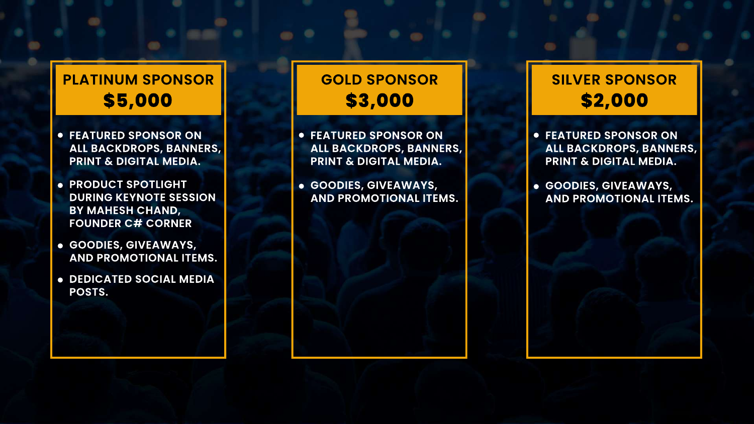## PLATINUM SPONSOR
## $5,000

- FEATURED SPONSOR ON ALL BACKDROPS, BANNERS, PRINT & DIGITAL MEDIA.
- PRODUCT SPOTLIGHT DURING KEYNOTE SESSION BY MAHESH CHAND, FOUNDER C# CORNER
- GOODIES, GIVEAWAYS, AND PROMOTIONAL ITEMS.
- DEDICATED SOCIAL MEDIA POSTS.

## GOLD SPONSOR
## $3,000

- FEATURED SPONSOR ON ALL BACKDROPS, BANNERS, PRINT & DIGITAL MEDIA.
- GOODIES, GIVEAWAYS, AND PROMOTIONAL ITEMS.

## SILVER SPONSOR
## $2,000

- FEATURED SPONSOR ON ALL BACKDROPS, BANNERS, PRINT & DIGITAL MEDIA.
- GOODIES, GIVEAWAYS, AND PROMOTIONAL ITEMS.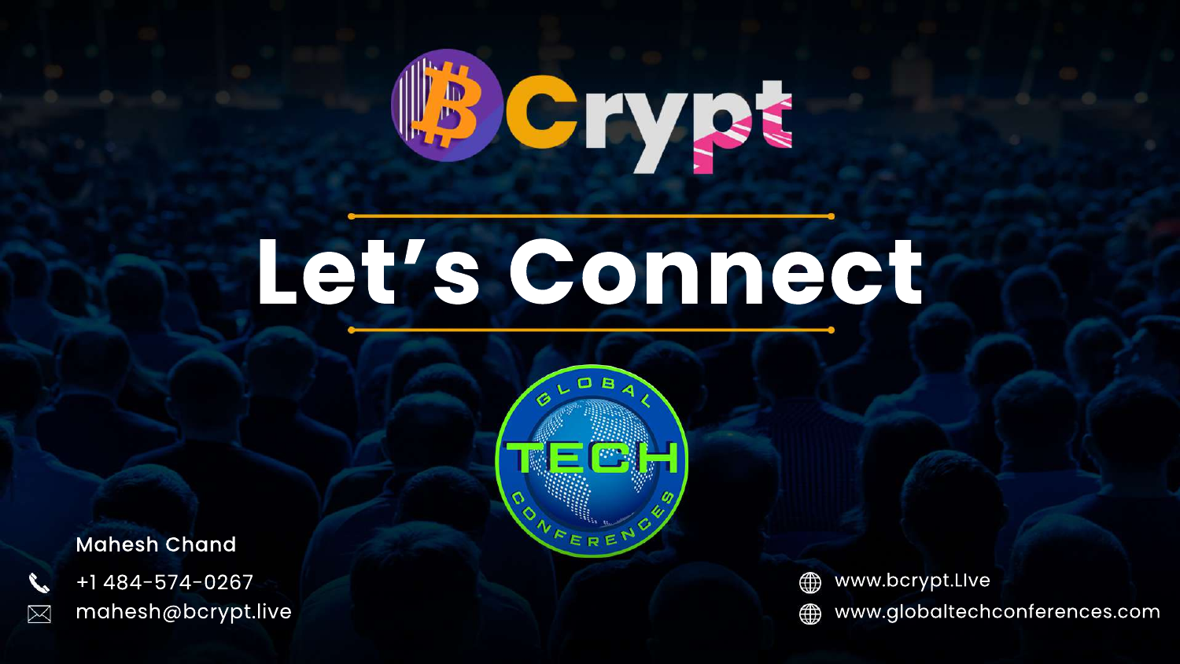BCrypt

# Let's Connect

GLOBAL TECH CONFERENCES

**Mahesh Chand**

+1 484-574-0267

mahesh@bcrypt.live

www.bcrypt.LIve

www.globaltechconferences.com